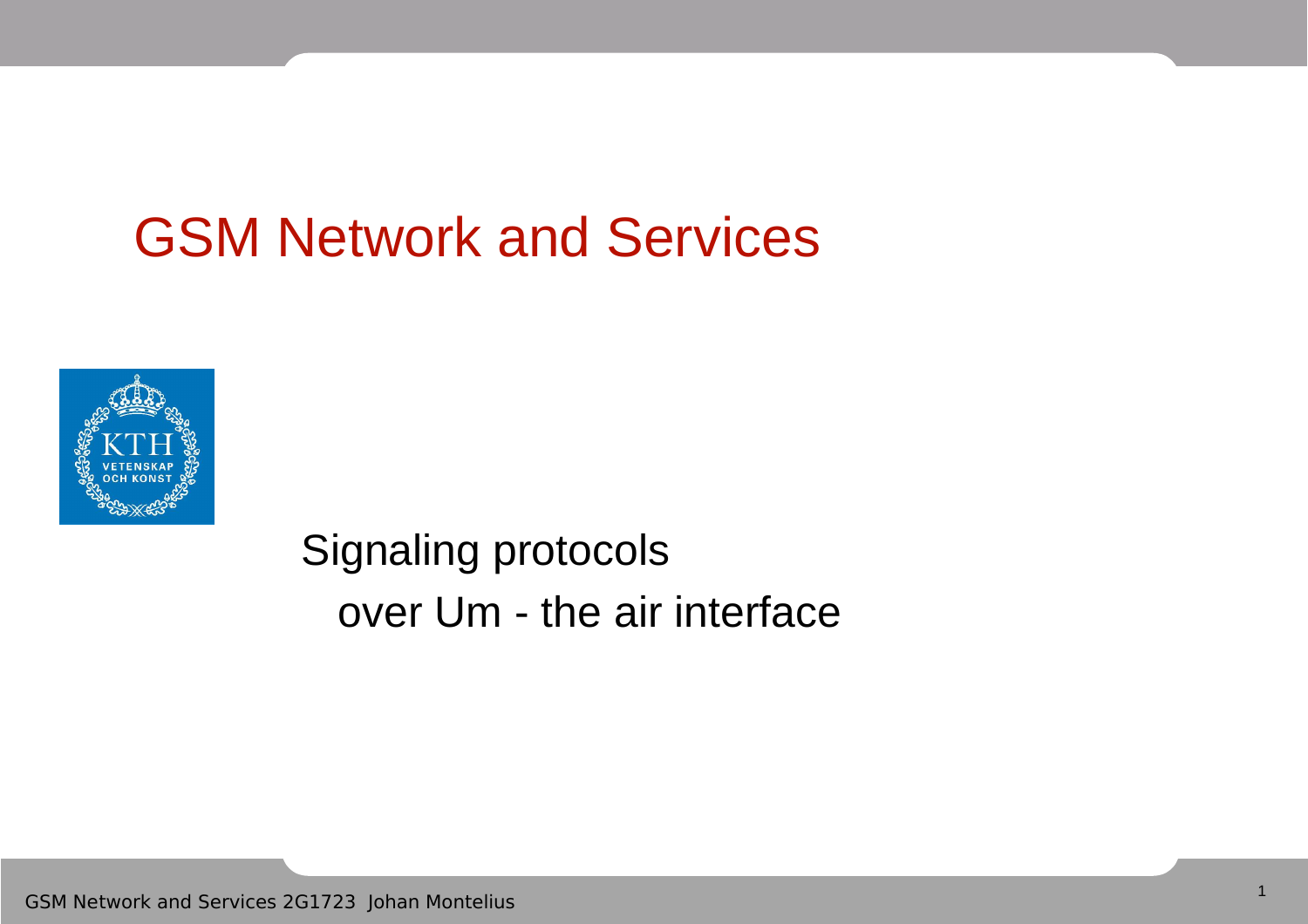# GSM Network and Services

Signaling protocols
over Um - the air interface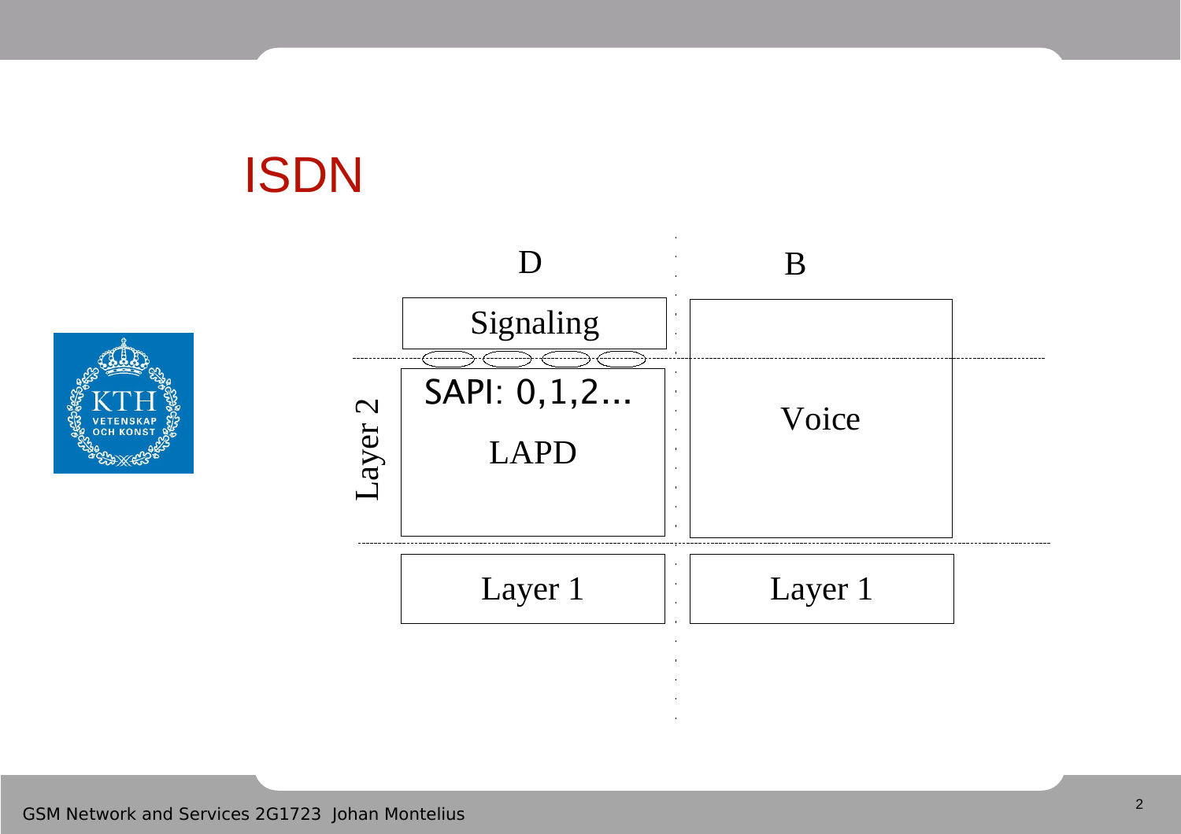# ISDN

| | D | B |
|---|---|---|
| | Signaling | |
| Layer 2 | SAPI: 0,1,2... LAPD | Voice |
| | Layer 1 | Layer 1 |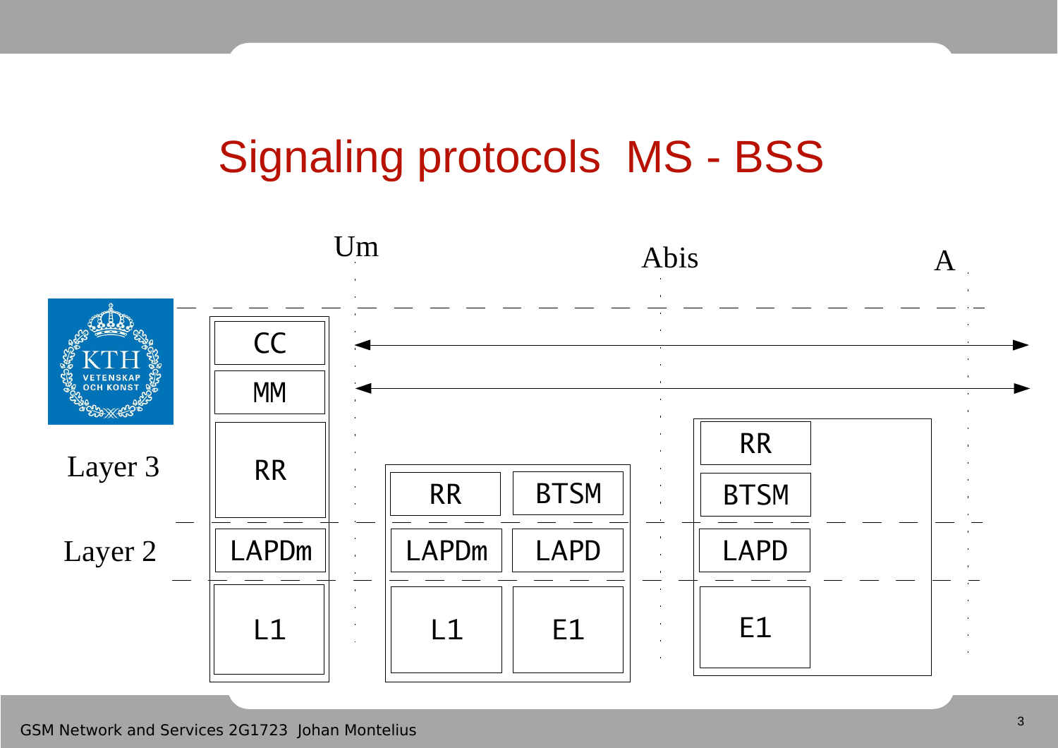# Signaling protocols MS - BSS

Um — Abis — A

Layer 3

Layer 2

| MS | BTS | | BSC |
|---|---|---|---|
| CC | | | |
| MM | | | |
| RR | RR | BTSM | RR |
| | | | BTSM |
| LAPDm | LAPDm | LAPD | LAPD |
| L1 | L1 | E1 | E1 |

CC ↔ (MS to beyond A)

MM ↔ (MS to beyond A)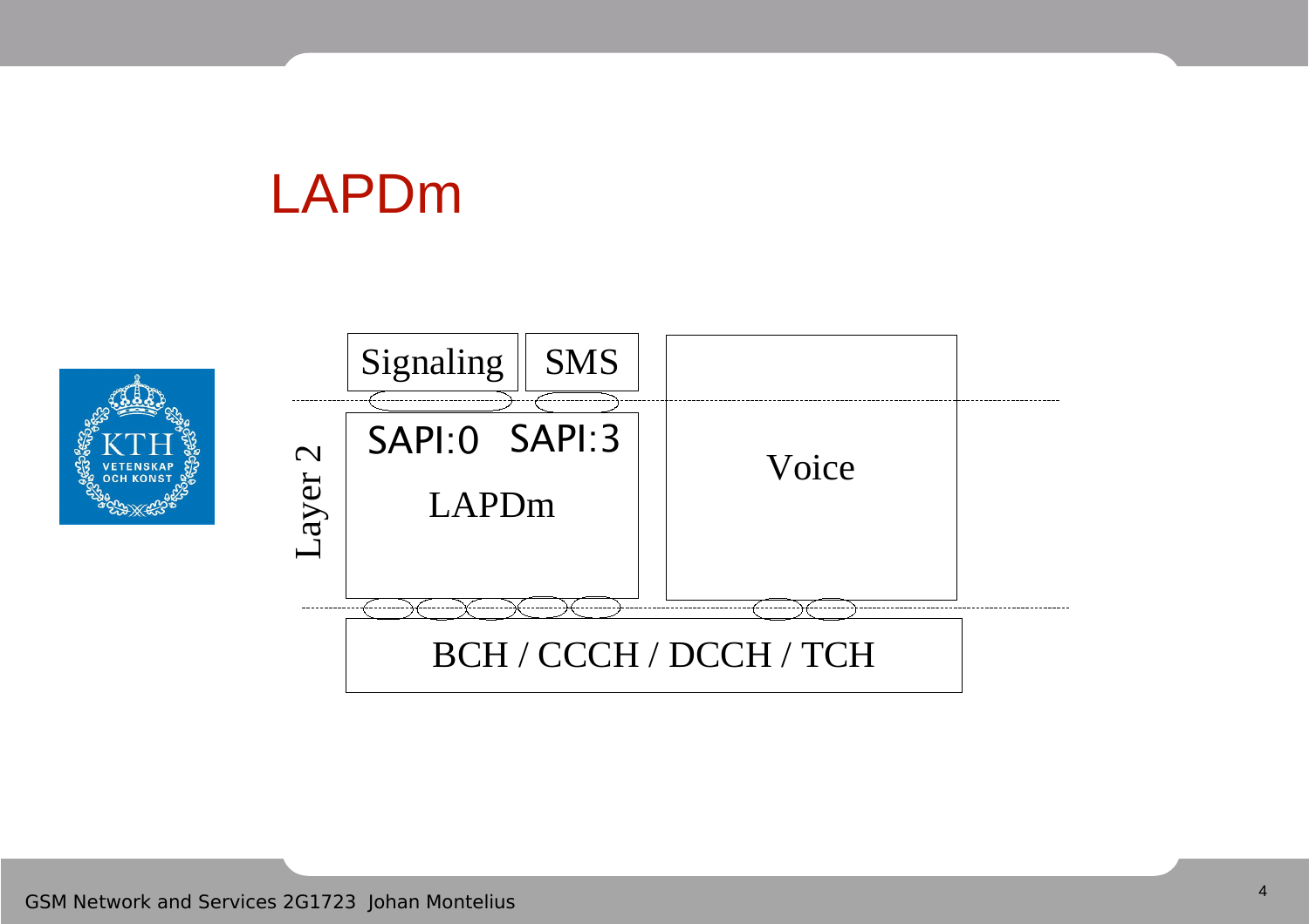# LAPDm

Signaling | SMS

Layer 2

SAPI:0 SAPI:3

LAPDm

Voice

BCH / CCCH / DCCH / TCH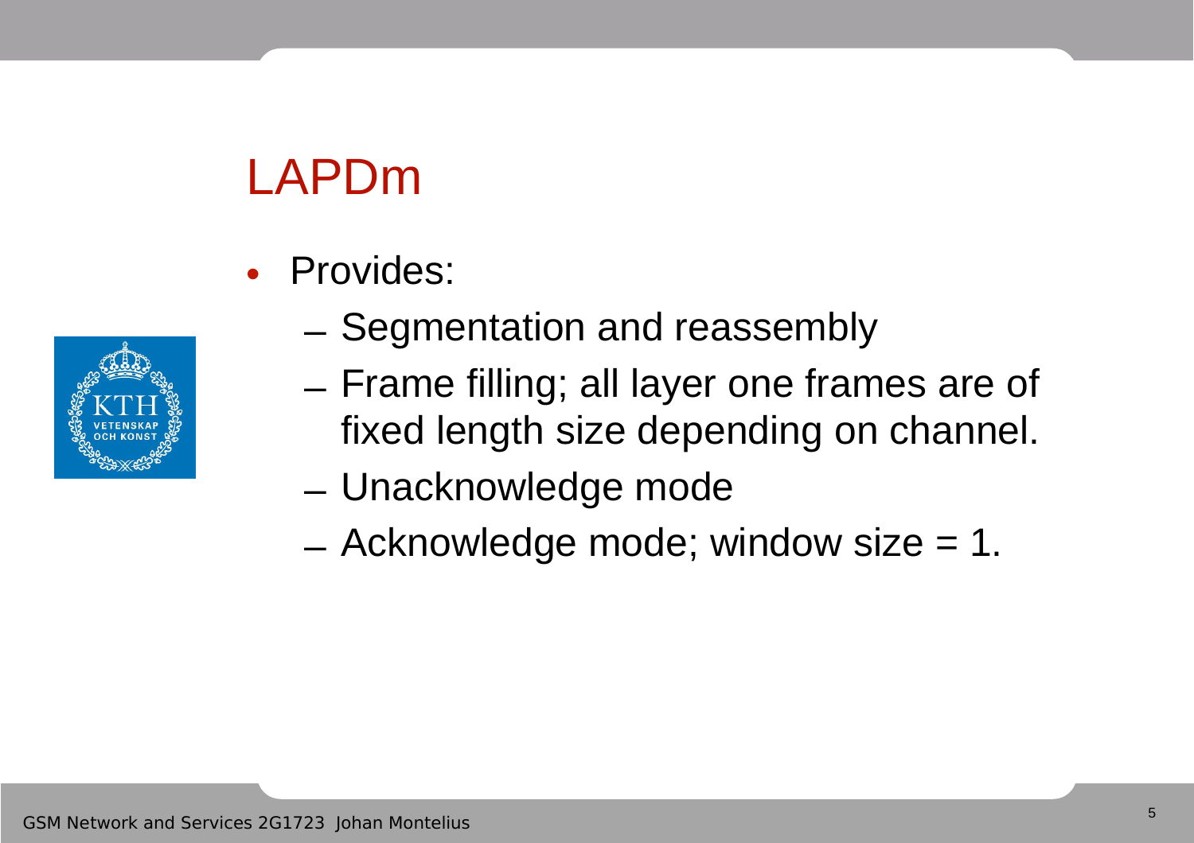# LAPDm

- Provides:
  - Segmentation and reassembly
  - Frame filling; all layer one frames are of fixed length size depending on channel.
  - Unacknowledge mode
  - Acknowledge mode; window size = 1.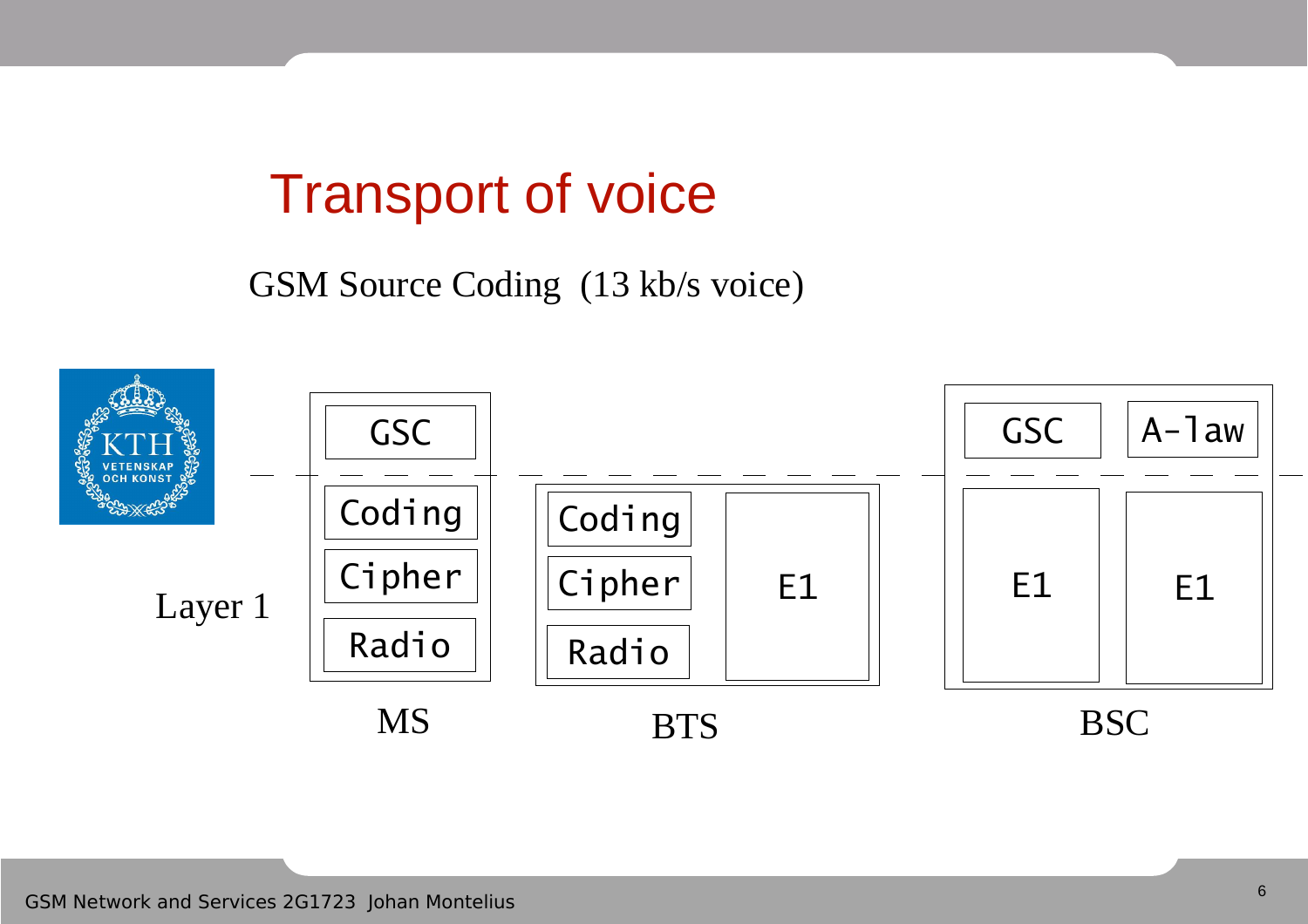# Transport of voice

GSM Source Coding (13 kb/s voice)

| | MS | BTS | | BSC | |
|---|---|---|---|---|---|
| | GSC | | | GSC | A-law |
| Layer 1 | Coding | Coding | E1 | E1 | E1 |
| | Cipher | Cipher | | | |
| | Radio | Radio | | | |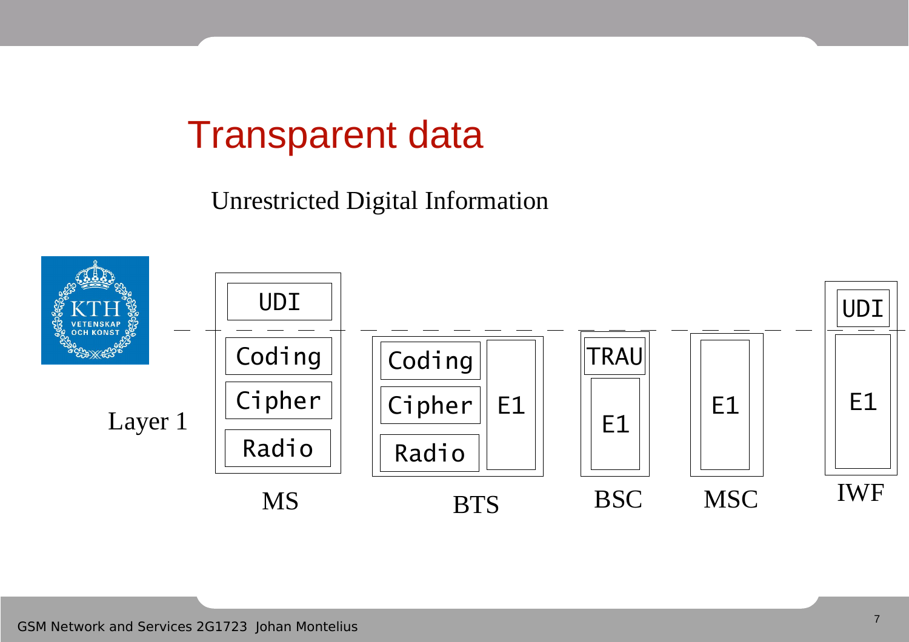# Transparent data

Unrestricted Digital Information

Layer 1

| MS | BTS | BSC | MSC | IWF |
|---|---|---|---|---|
| UDI | | | | UDI |
| Coding | Coding / E1 | TRAU | E1 | E1 |
| Cipher | Cipher / E1 | E1 | | |
| Radio | Radio / E1 | | | |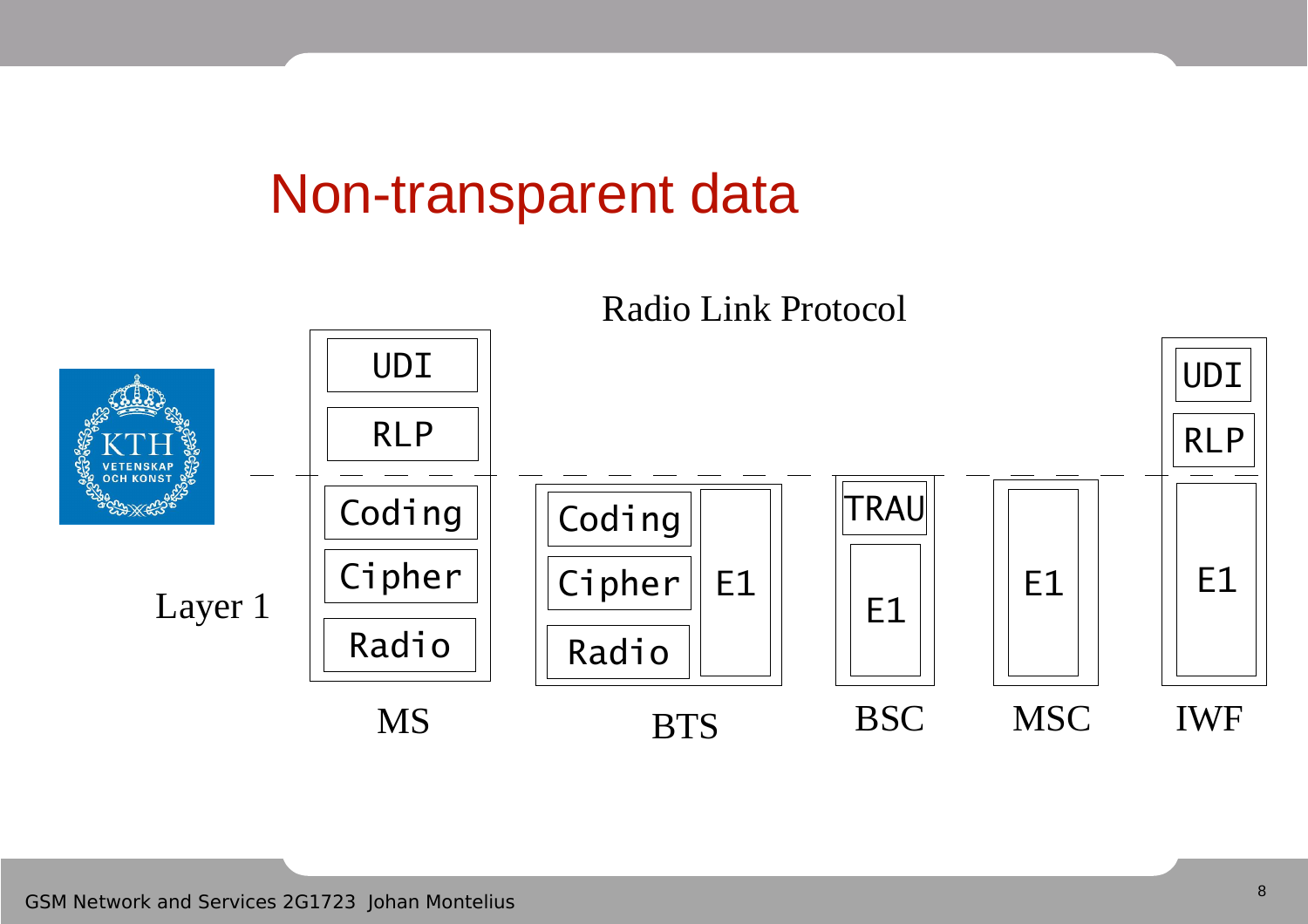# Non-transparent data

Radio Link Protocol

| | MS | BTS | | BSC | MSC | IWF |
|---|---|---|---|---|---|---|
| | UDI | | | | | UDI |
| | RLP | | | | | RLP |
| Layer 1 | Coding | Coding | E1 | TRAU | E1 | E1 |
| | Cipher | Cipher | | E1 | | |
| | Radio | Radio | | | | |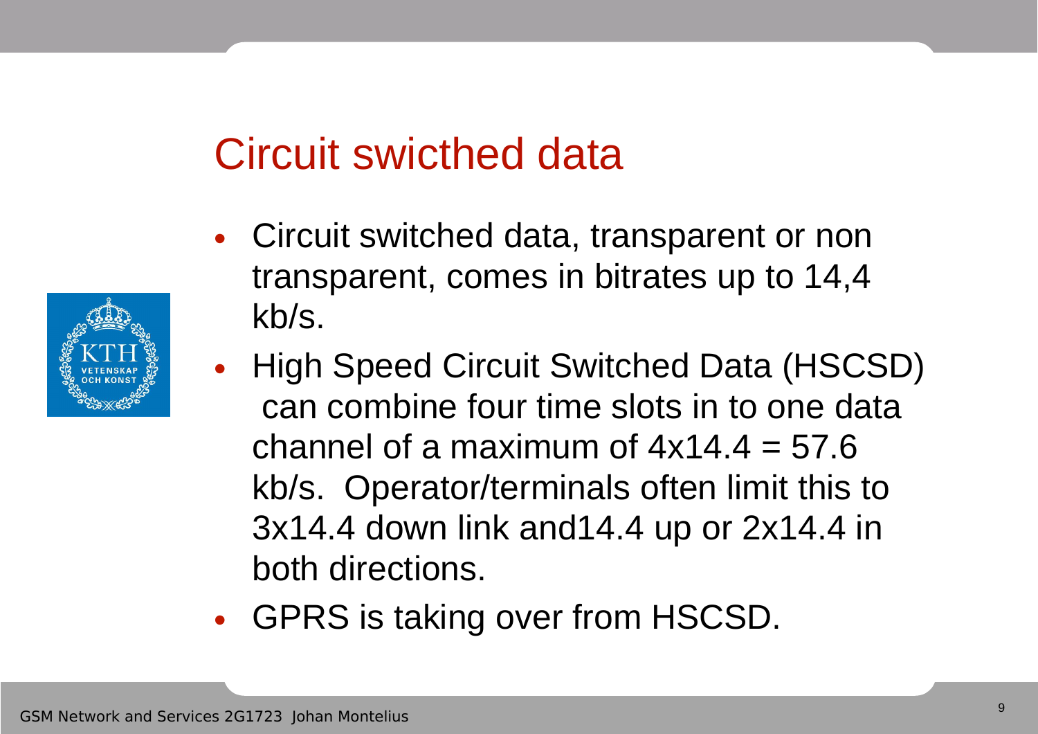# Circuit swicthed data

- Circuit switched data, transparent or non transparent, comes in bitrates up to 14,4 kb/s.
- High Speed Circuit Switched Data (HSCSD) can combine four time slots in to one data channel of a maximum of 4x14.4 = 57.6 kb/s. Operator/terminals often limit this to 3x14.4 down link and14.4 up or 2x14.4 in both directions.
- GPRS is taking over from HSCSD.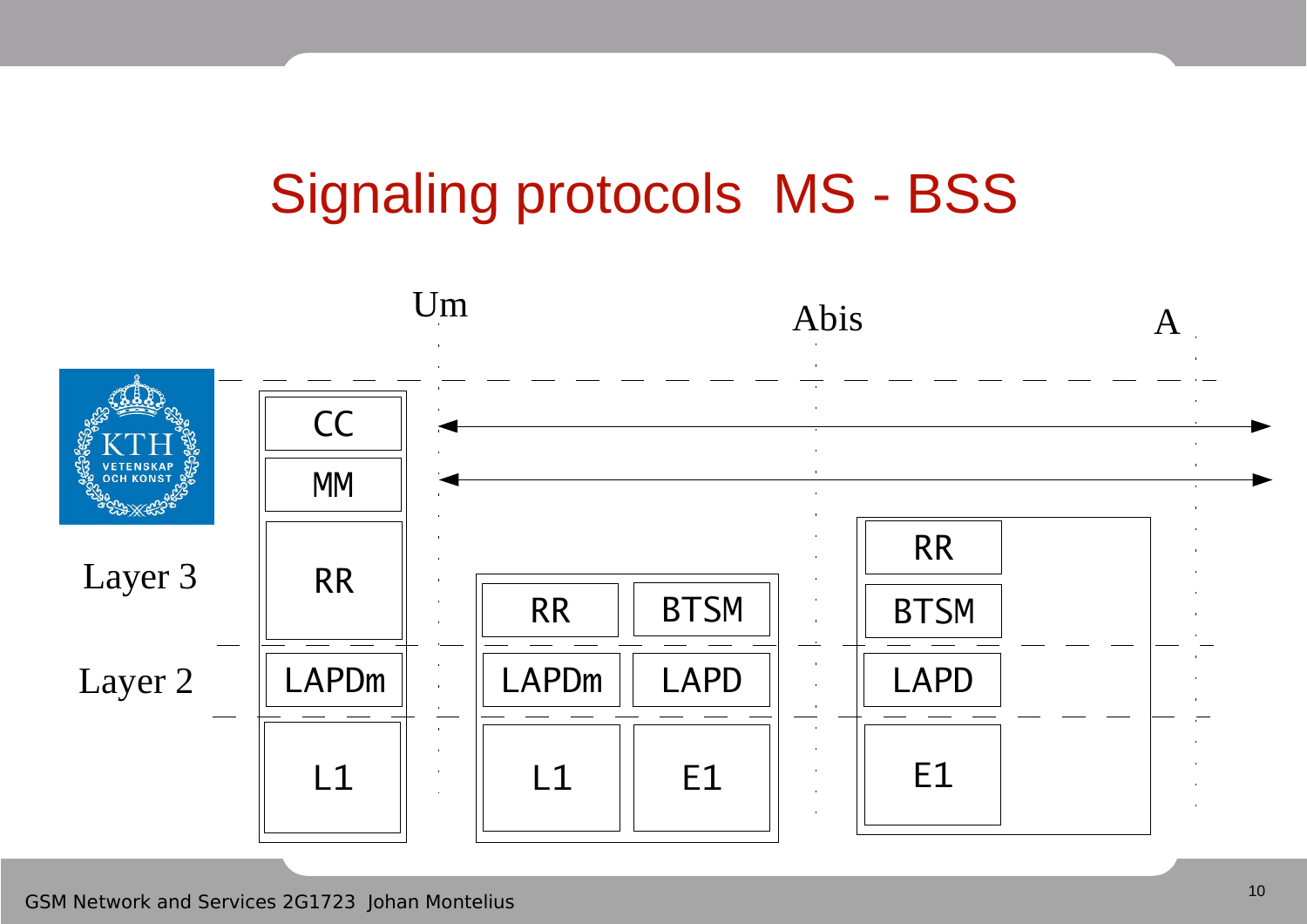# Signaling protocols MS - BSS

Um · Abis · A

Layer 3

Layer 2

| MS | BTS | | BSC |
|---|---|---|---|
| CC | | | |
| MM | | | |
| RR | RR | BTSM | RR |
| | | | BTSM |
| LAPDm | LAPDm | LAPD | LAPD |
| L1 | L1 | E1 | E1 |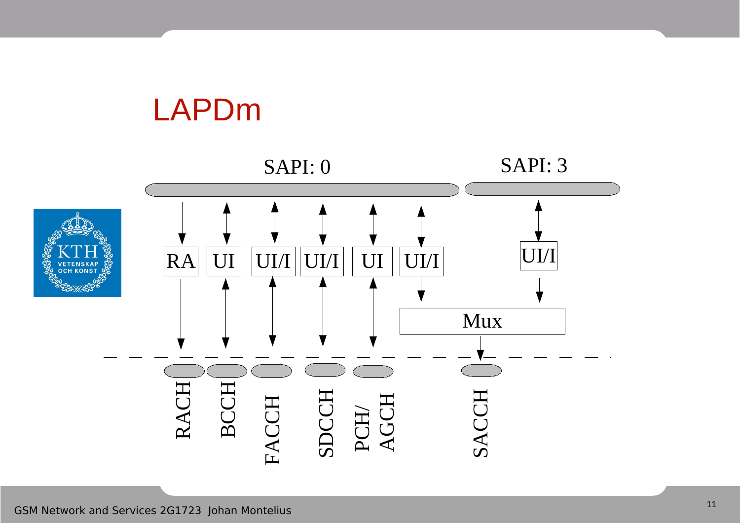# LAPDm

SAPI: 0

SAPI: 3

RA UI UI/I UI/I UI UI/I UI/I

Mux

RACH BCCH FACCH SDCCH PCH/AGCH SACCH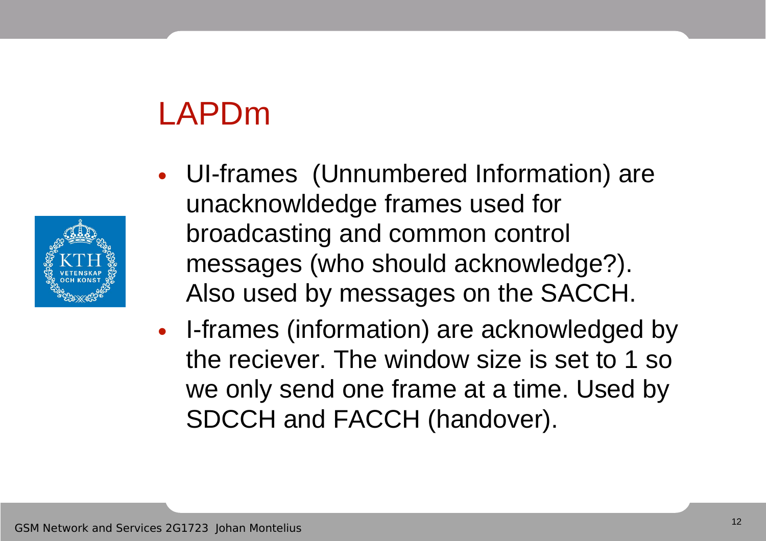# LAPDm

- UI-frames  (Unnumbered Information) are unacknowldedge frames used for broadcasting and common control messages (who should acknowledge?). Also used by messages on the SACCH.
- I-frames (information) are acknowledged by the reciever. The window size is set to 1 so we only send one frame at a time. Used by SDCCH and FACCH (handover).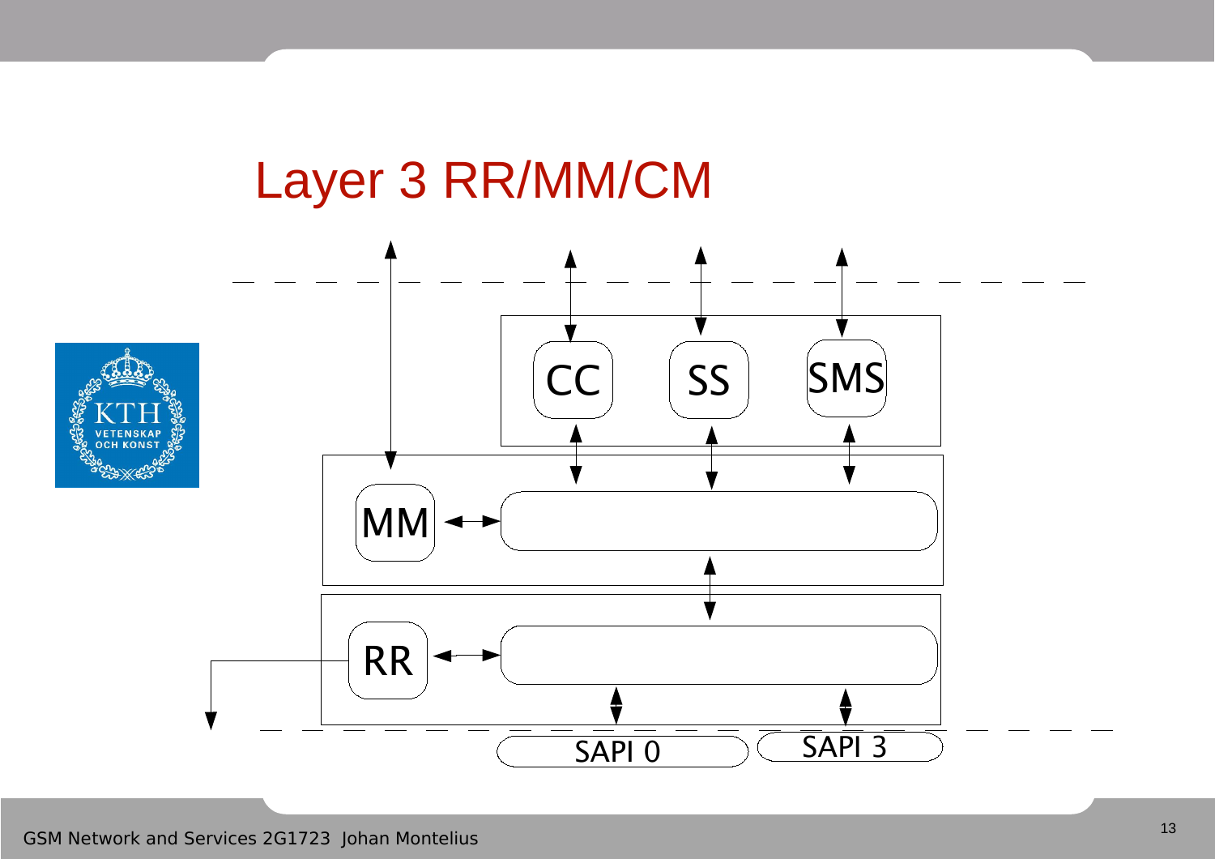# Layer 3 RR/MM/CM

CC SS SMS

MM

RR

SAPI 0 SAPI 3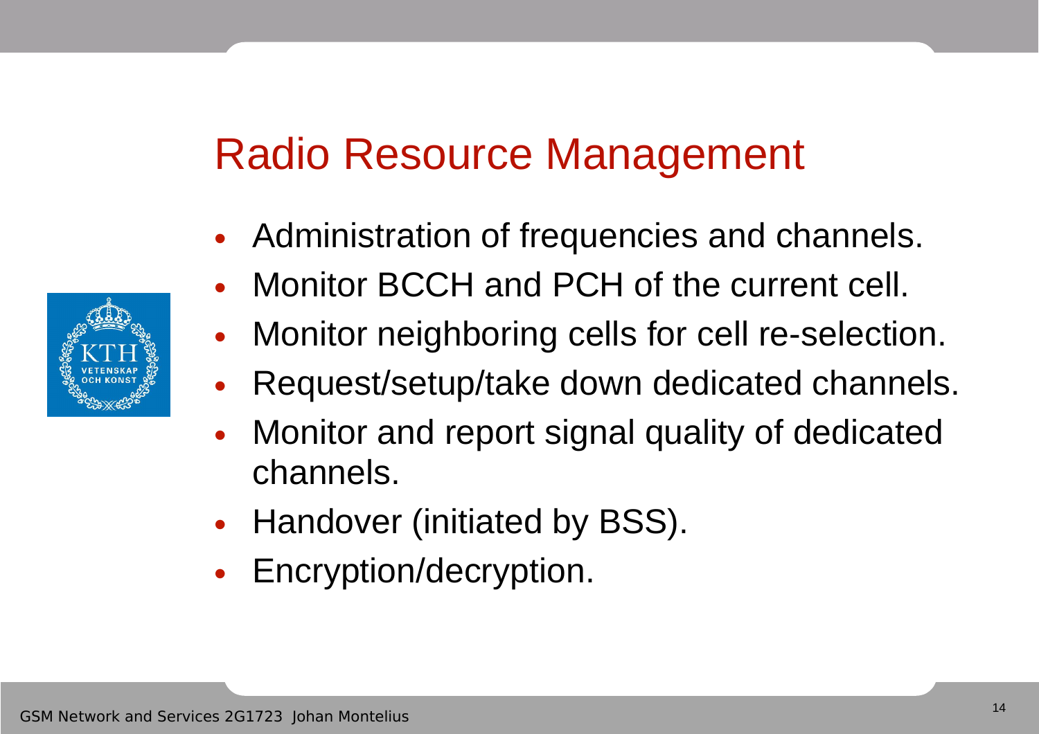# Radio Resource Management

- Administration of frequencies and channels.
- Monitor BCCH and PCH of the current cell.
- Monitor neighboring cells for cell re-selection.
- Request/setup/take down dedicated channels.
- Monitor and report signal quality of dedicated channels.
- Handover (initiated by BSS).
- Encryption/decryption.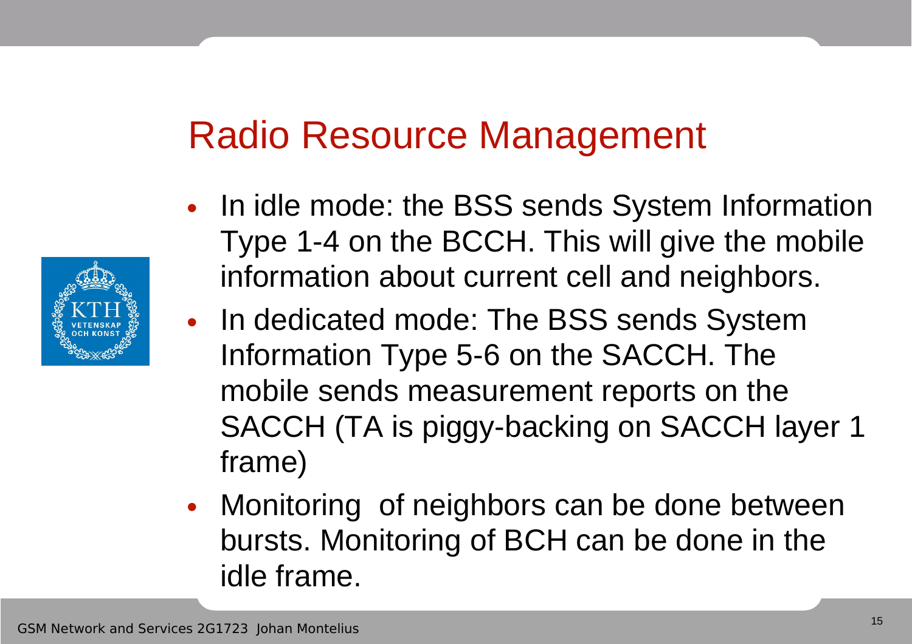# Radio Resource Management

- In idle mode: the BSS sends System Information Type 1-4 on the BCCH. This will give the mobile information about current cell and neighbors.
- In dedicated mode: The BSS sends System Information Type 5-6 on the SACCH. The mobile sends measurement reports on the SACCH (TA is piggy-backing on SACCH layer 1 frame)
- Monitoring of neighbors can be done between bursts. Monitoring of BCH can be done in the idle frame.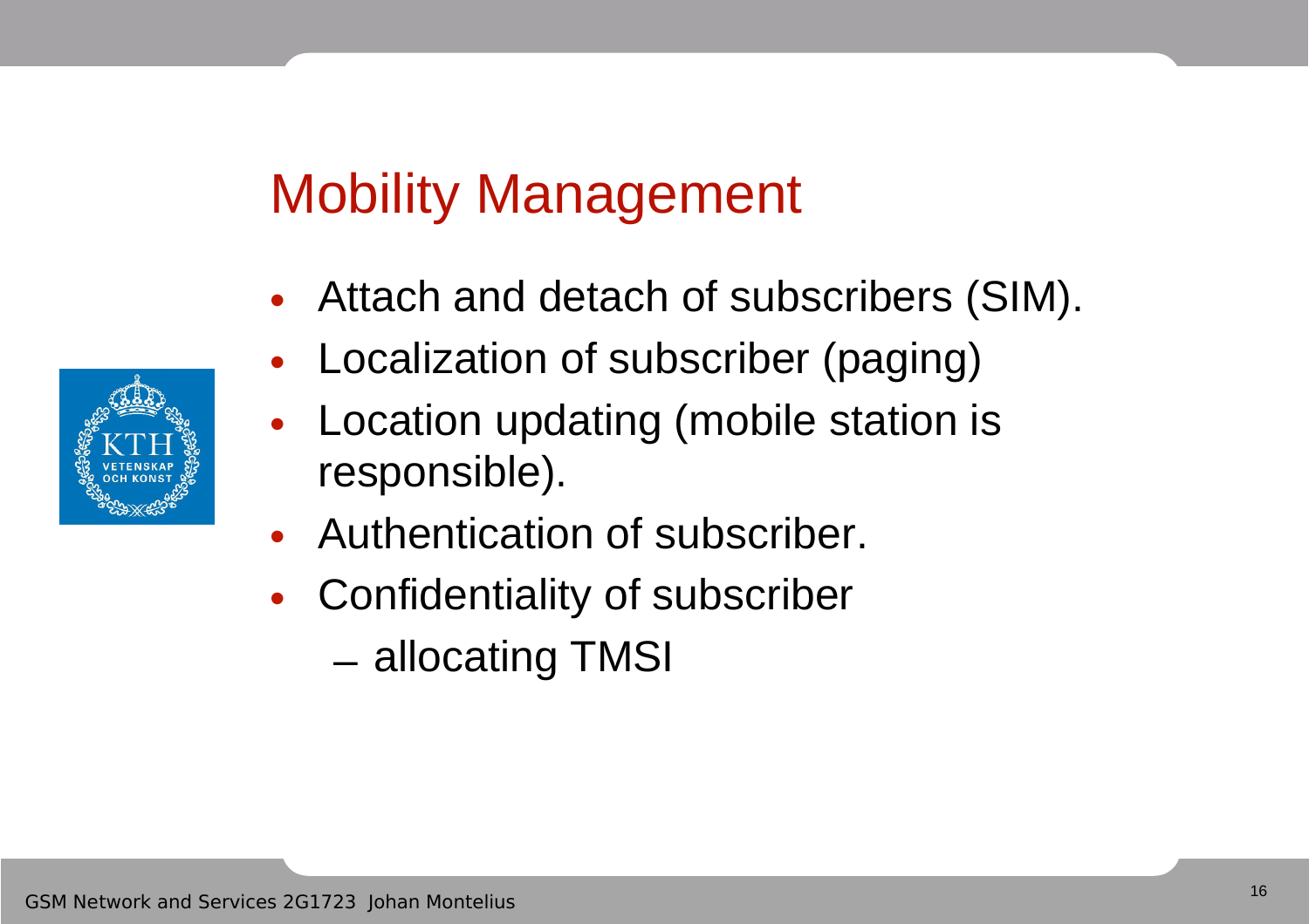# Mobility Management

- Attach and detach of subscribers (SIM).
- Localization of subscriber (paging)
- Location updating (mobile station is responsible).
- Authentication of subscriber.
- Confidentiality of subscriber
  - allocating TMSI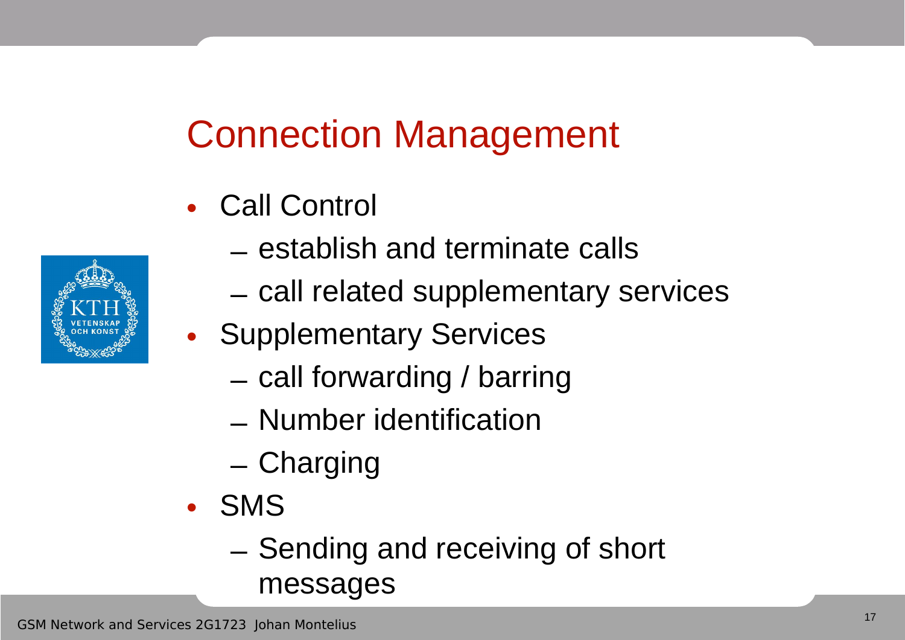# Connection Management

- Call Control
  - establish and terminate calls
  - call related supplementary services
- Supplementary Services
  - call forwarding / barring
  - Number identification
  - Charging
- SMS
  - Sending and receiving of short messages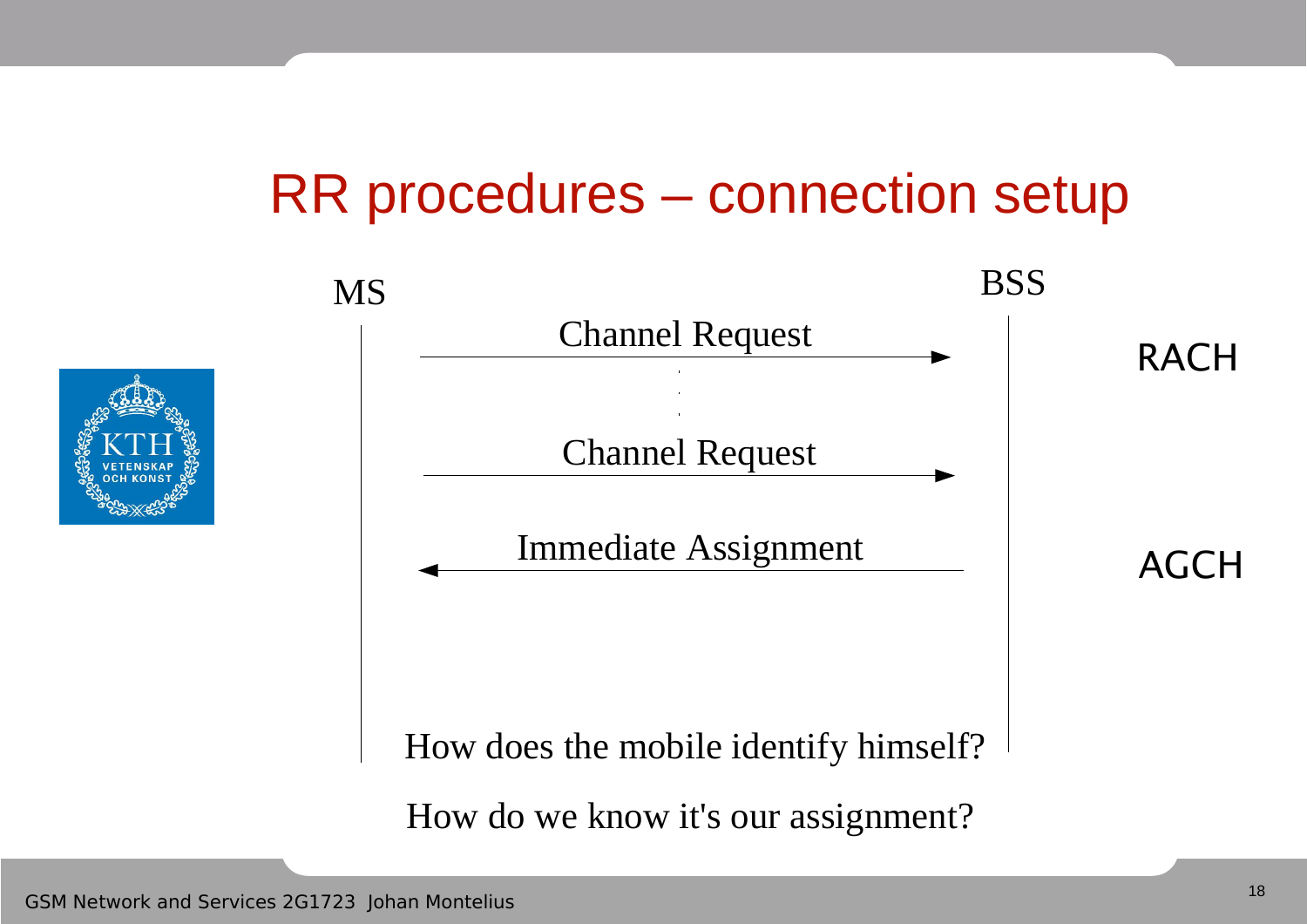# RR procedures – connection setup

MS | BSS

Channel Request → (RACH)

⋮

Channel Request → (RACH)

← Immediate Assignment (AGCH)

How does the mobile identify himself?

How do we know it's our assignment?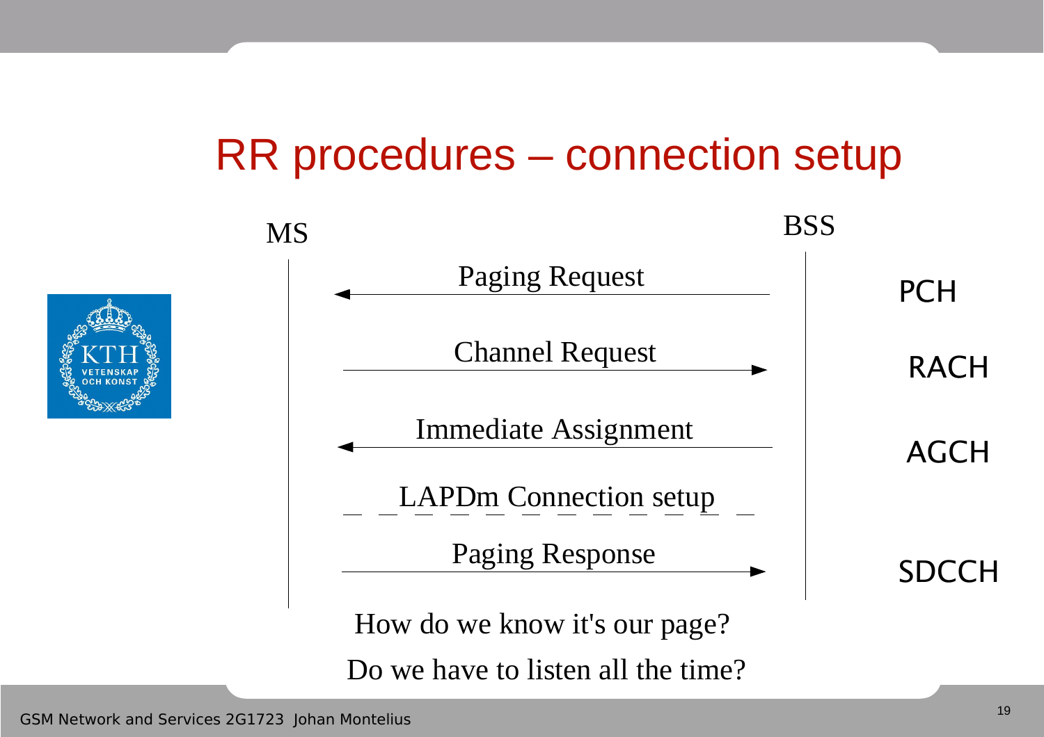# RR procedures – connection setup

| MS | | BSS | Channel |
|---|---|---|---|
| ← | Paging Request | | PCH |
| | Channel Request | → | RACH |
| ← | Immediate Assignment | | AGCH |
| | LAPDm Connection setup | | |
| | Paging Response | → | SDCCH |

How do we know it's our page?

Do we have to listen all the time?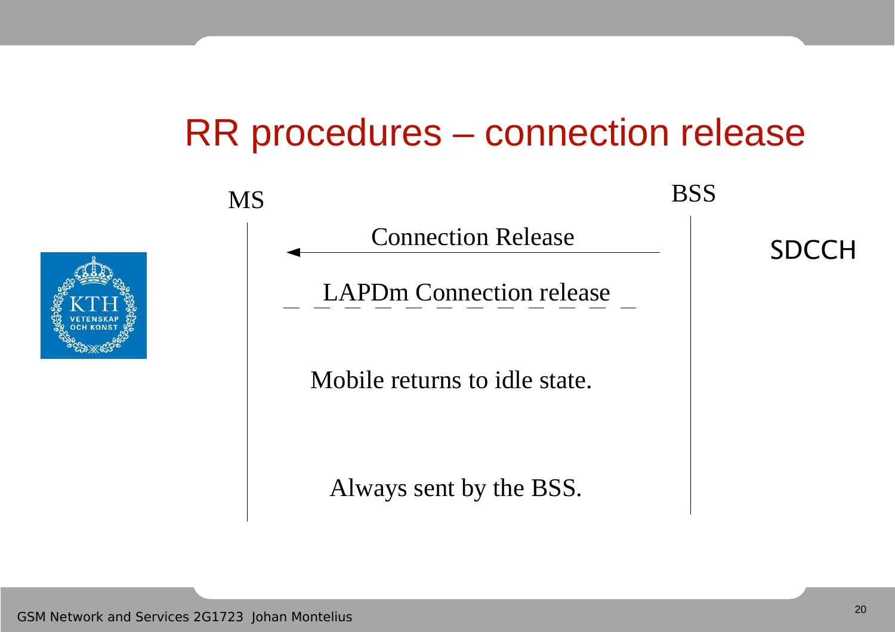# RR procedures – connection release

MS

BSS

Connection Release

SDCCH

LAPDm Connection release

Mobile returns to idle state.

Always sent by the BSS.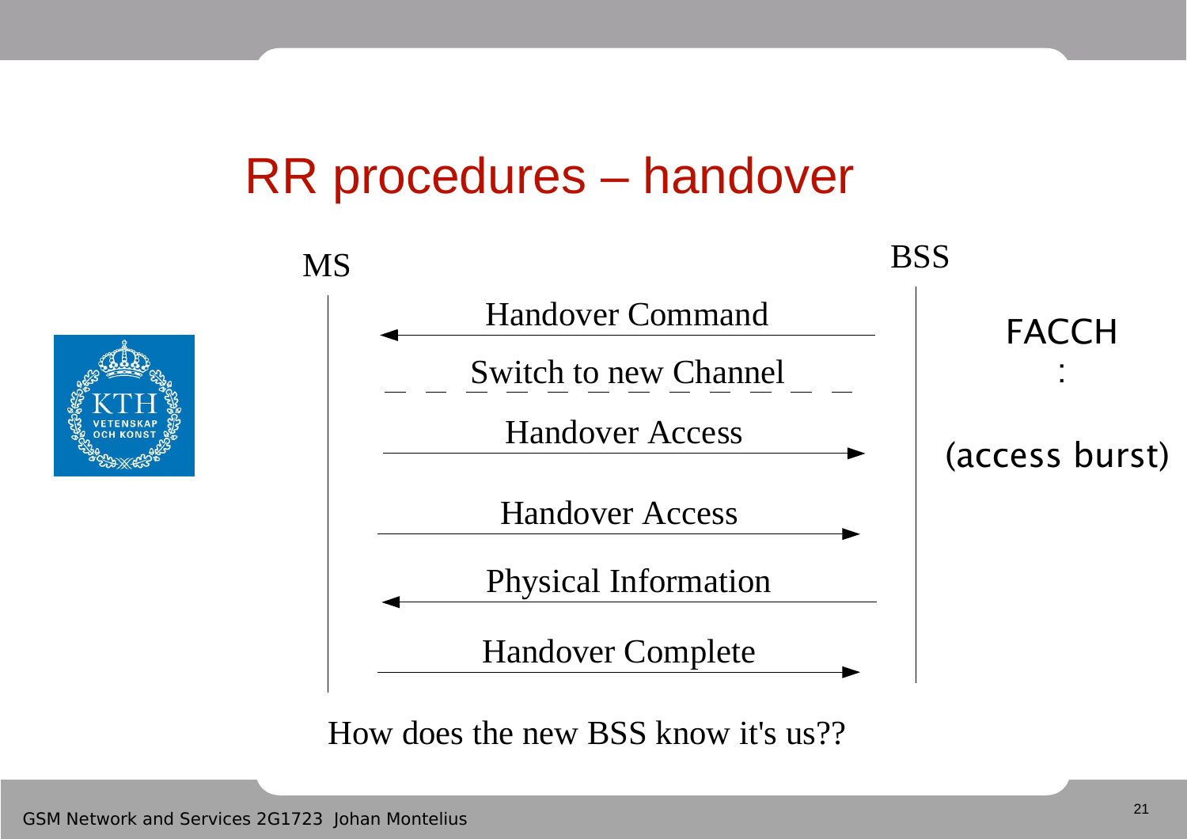# RR procedures – handover

MS — BSS

- Handover Command (BSS → MS)
- Switch to new Channel
- Handover Access (MS → BSS)
- Handover Access (MS → BSS)
- Physical Information (BSS → MS)
- Handover Complete (MS → BSS)

FACCH

:

(access burst)

How does the new BSS know it's us??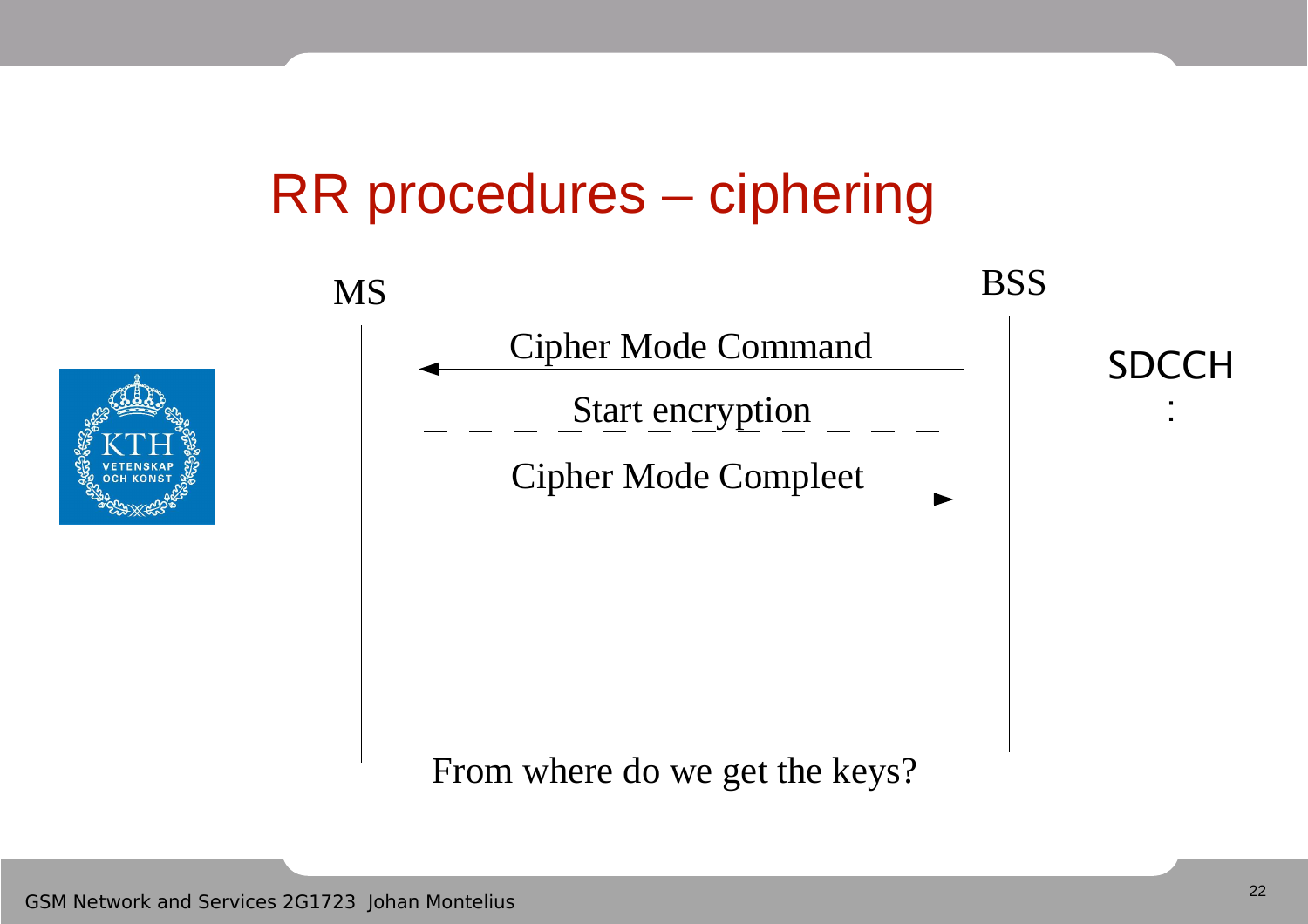# RR procedures – ciphering

MS

BSS

SDCCH:

Cipher Mode Command

Start encryption

Cipher Mode Compleet

From where do we get the keys?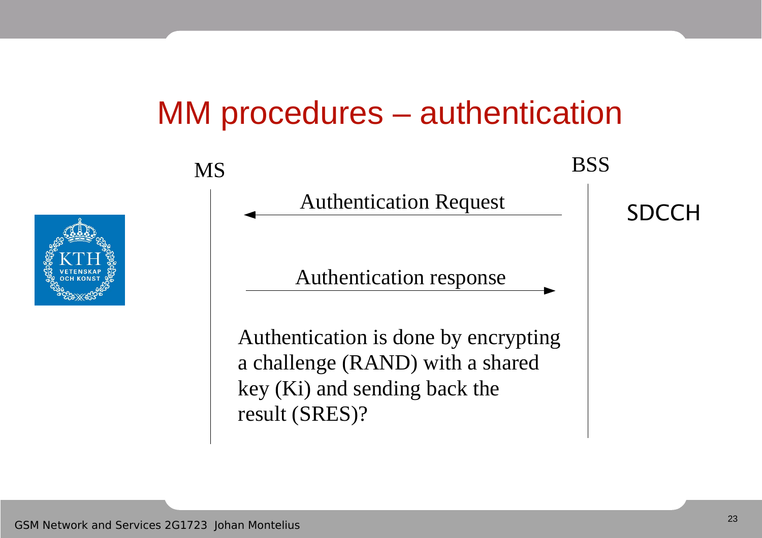# MM procedures – authentication

MS

BSS

Authentication Request

SDCCH

Authentication response

Authentication is done by encrypting a challenge (RAND) with a shared key (Ki) and sending back the result (SRES)?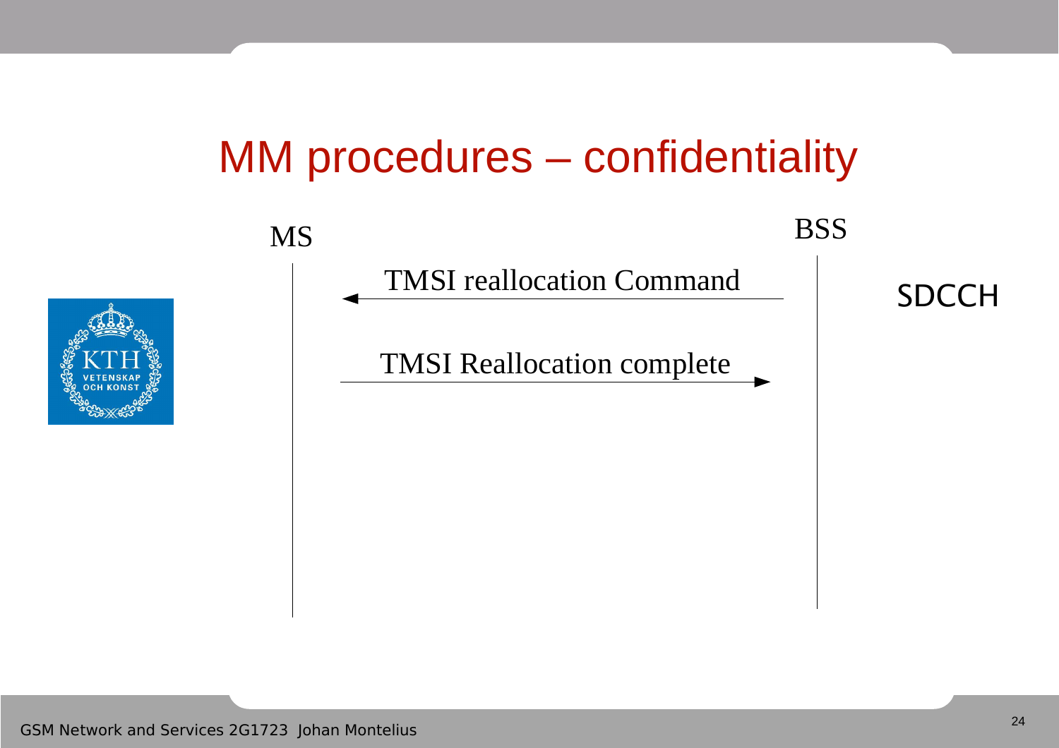# MM procedures – confidentiality

MS

BSS

TMSI reallocation Command

TMSI Reallocation complete

SDCCH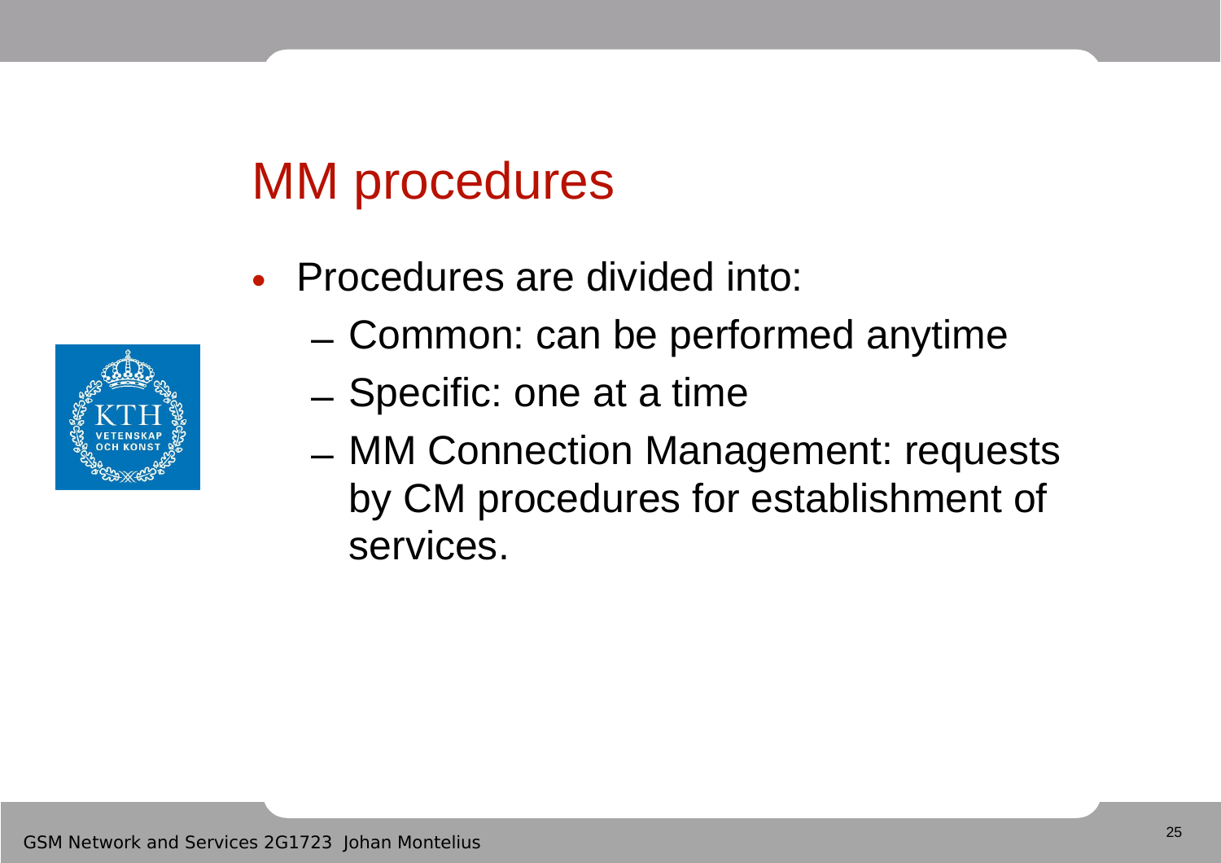# MM procedures

- Procedures are divided into:
  - Common: can be performed anytime
  - Specific: one at a time
  - MM Connection Management: requests by CM procedures for establishment of services.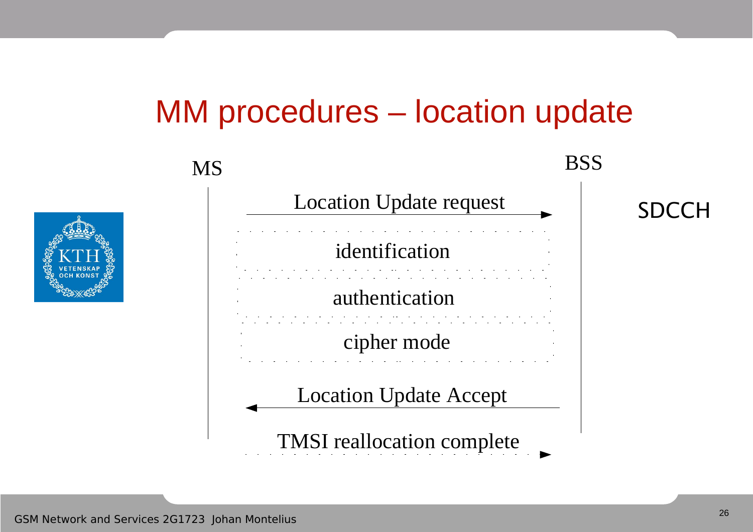# MM procedures – location update

MS

BSS

SDCCH

Location Update request

identification

authentication

cipher mode

Location Update Accept

TMSI reallocation complete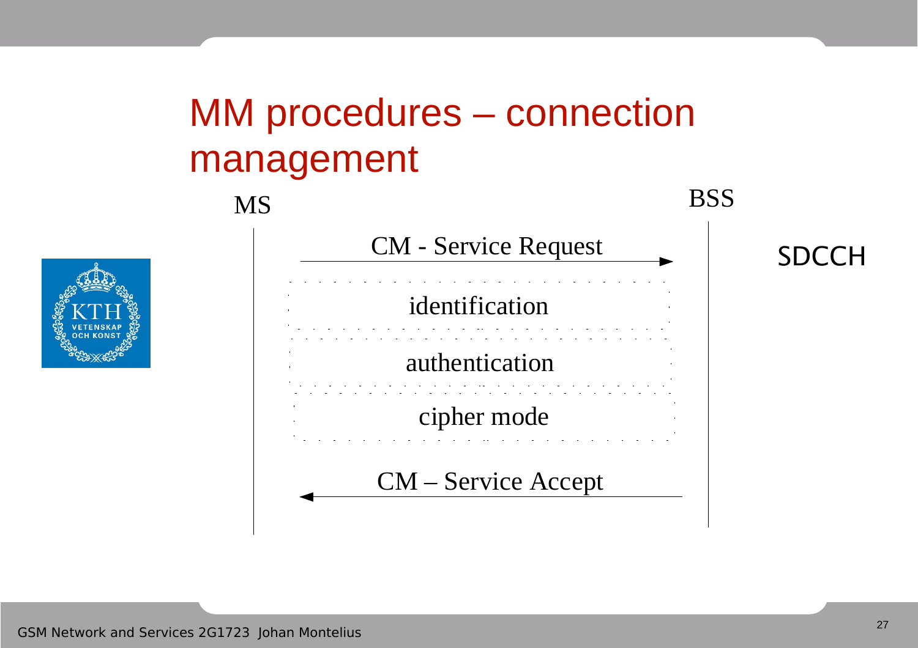# MM procedures – connection management

MS

BSS

SDCCH

CM - Service Request

identification

authentication

cipher mode

CM – Service Accept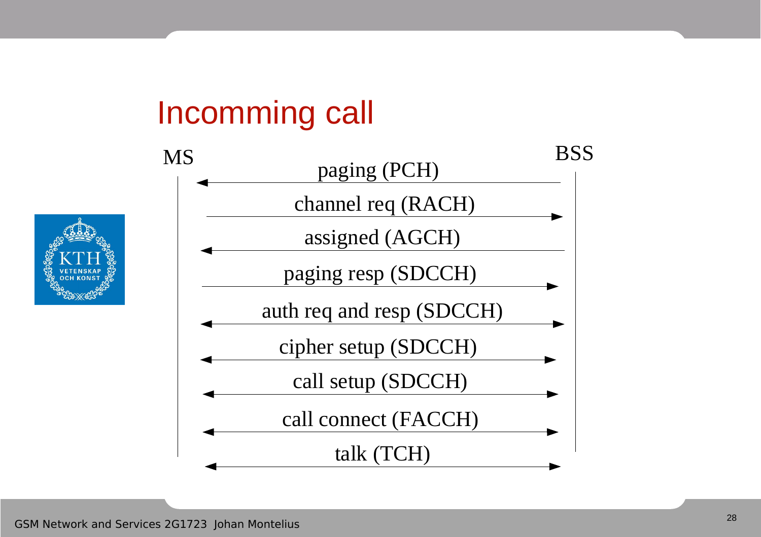# Incomming call

MS

BSS

paging (PCH)

channel req (RACH)

assigned (AGCH)

paging resp (SDCCH)

auth req and resp (SDCCH)

cipher setup (SDCCH)

call setup (SDCCH)

call connect (FACCH)

talk (TCH)